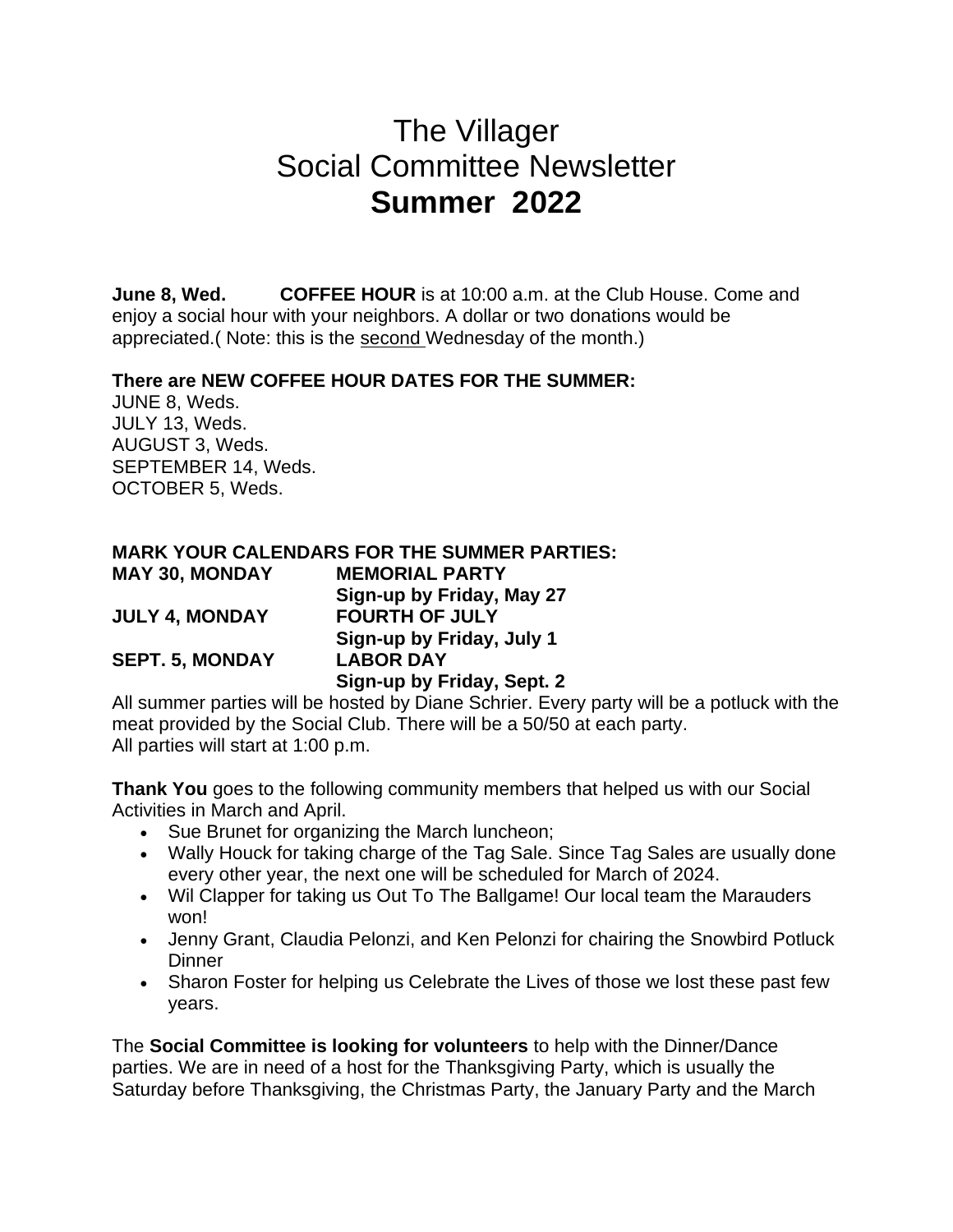# The Villager
# Social Committee Newsletter
# **Summer 2022**

**June 8, Wed.** **COFFEE HOUR** is at 10:00 a.m. at the Club House. Come and enjoy a social hour with your neighbors. A dollar or two donations would be appreciated.( Note: this is the second Wednesday of the month.)

**There are NEW COFFEE HOUR DATES FOR THE SUMMER:**

JUNE 8, Weds.
JULY 13, Weds.
AUGUST 3, Weds.
SEPTEMBER 14, Weds.
OCTOBER 5, Weds.

**MARK YOUR CALENDARS FOR THE SUMMER PARTIES:**

| | |
|---|---|
| **MAY 30, MONDAY** | **MEMORIAL PARTY** |
| | **Sign-up by Friday, May 27** |
| **JULY 4, MONDAY** | **FOURTH OF JULY** |
| | **Sign-up by Friday, July 1** |
| **SEPT. 5, MONDAY** | **LABOR DAY** |
| | **Sign-up by Friday, Sept. 2** |

All summer parties will be hosted by Diane Schrier. Every party will be a potluck with the meat provided by the Social Club. There will be a 50/50 at each party.
All parties will start at 1:00 p.m.

**Thank You** goes to the following community members that helped us with our Social Activities in March and April.

- Sue Brunet for organizing the March luncheon;
- Wally Houck for taking charge of the Tag Sale. Since Tag Sales are usually done every other year, the next one will be scheduled for March of 2024.
- Wil Clapper for taking us Out To The Ballgame! Our local team the Marauders won!
- Jenny Grant, Claudia Pelonzi, and Ken Pelonzi for chairing the Snowbird Potluck Dinner
- Sharon Foster for helping us Celebrate the Lives of those we lost these past few years.

The **Social Committee is looking for volunteers** to help with the Dinner/Dance parties. We are in need of a host for the Thanksgiving Party, which is usually the Saturday before Thanksgiving, the Christmas Party, the January Party and the March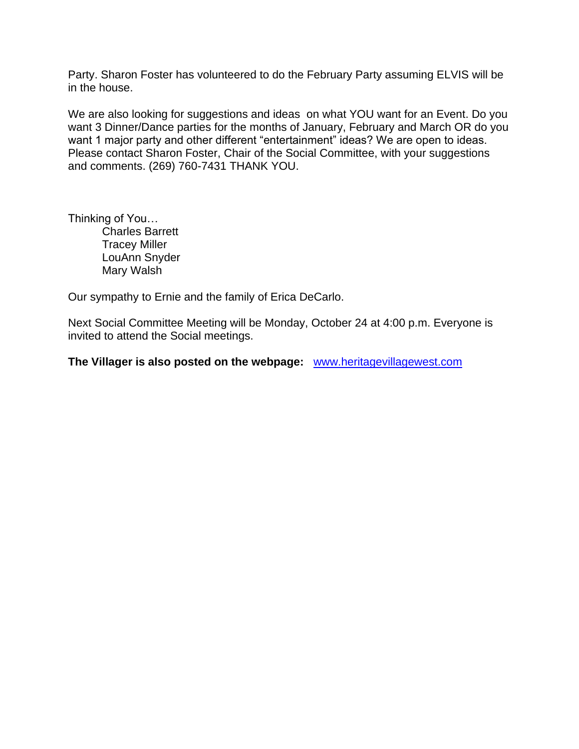Party. Sharon Foster has volunteered to do the February Party assuming ELVIS will be in the house.

We are also looking for suggestions and ideas on what YOU want for an Event. Do you want 3 Dinner/Dance parties for the months of January, February and March OR do you want 1 major party and other different "entertainment" ideas? We are open to ideas. Please contact Sharon Foster, Chair of the Social Committee, with your suggestions and comments. (269) 760-7431 THANK YOU.

Thinking of You…

- Charles Barrett
- Tracey Miller
- LouAnn Snyder
- Mary Walsh

Our sympathy to Ernie and the family of Erica DeCarlo.

Next Social Committee Meeting will be Monday, October 24 at 4:00 p.m. Everyone is invited to attend the Social meetings.

**The Villager is also posted on the webpage:** [www.heritagevillagewest.com](http://www.heritagevillagewest.com)